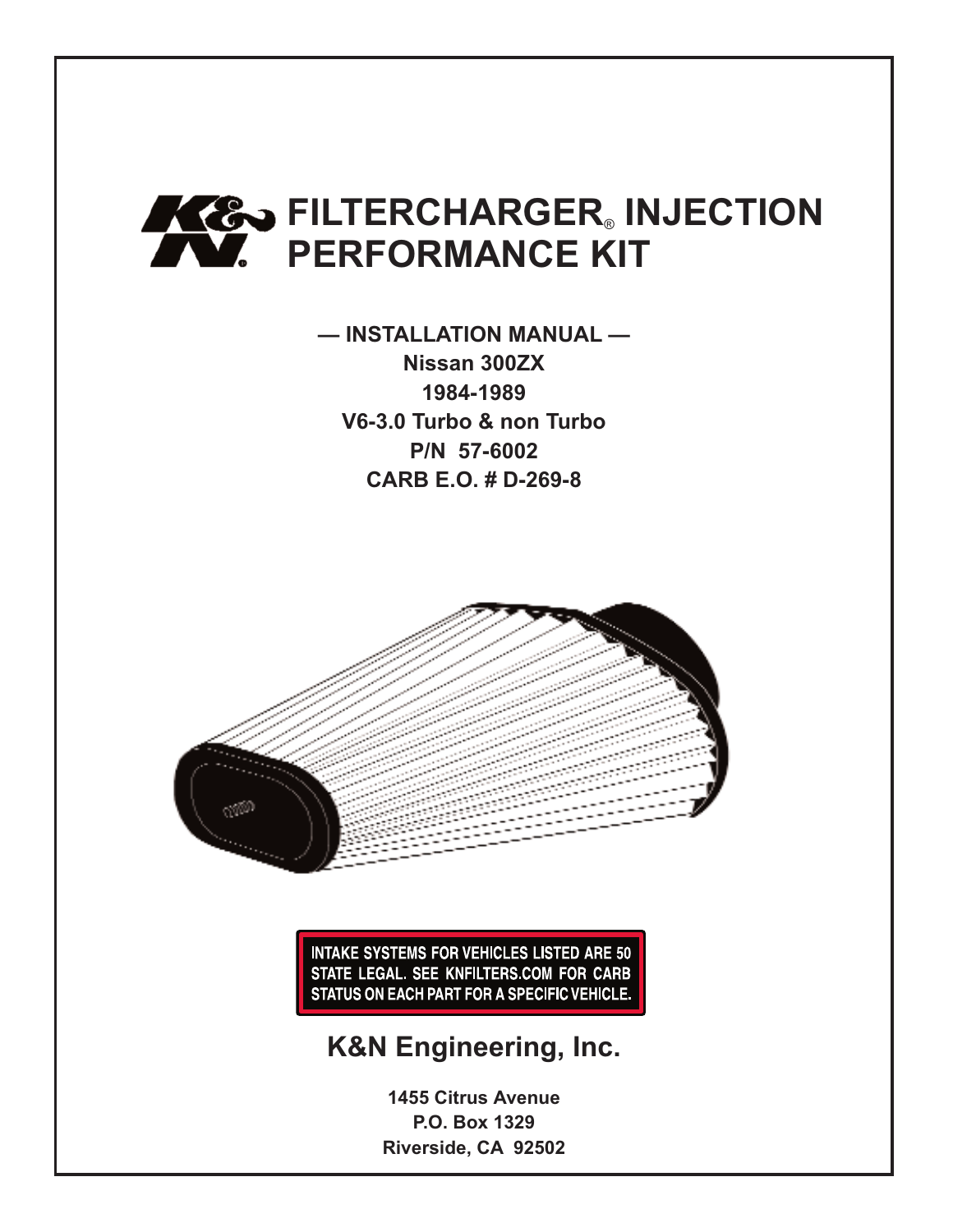# FILTERCHARGER® INJECTION PERFORMANCE KIT

**— INSTALLATION MANUAL —**

**Nissan 300ZX**

**1984-1989**

**V6-3.0 Turbo & non Turbo**

**P/N 57-6002**

**CARB E.O. # D-269-8**

**INTAKE SYSTEMS FOR VEHICLES LISTED ARE 50 STATE LEGAL. SEE KNFILTERS.COM FOR CARB STATUS ON EACH PART FOR A SPECIFIC VEHICLE.**

## K&N Engineering, Inc.

**1455 Citrus Avenue**
**P.O. Box 1329**
**Riverside, CA 92502**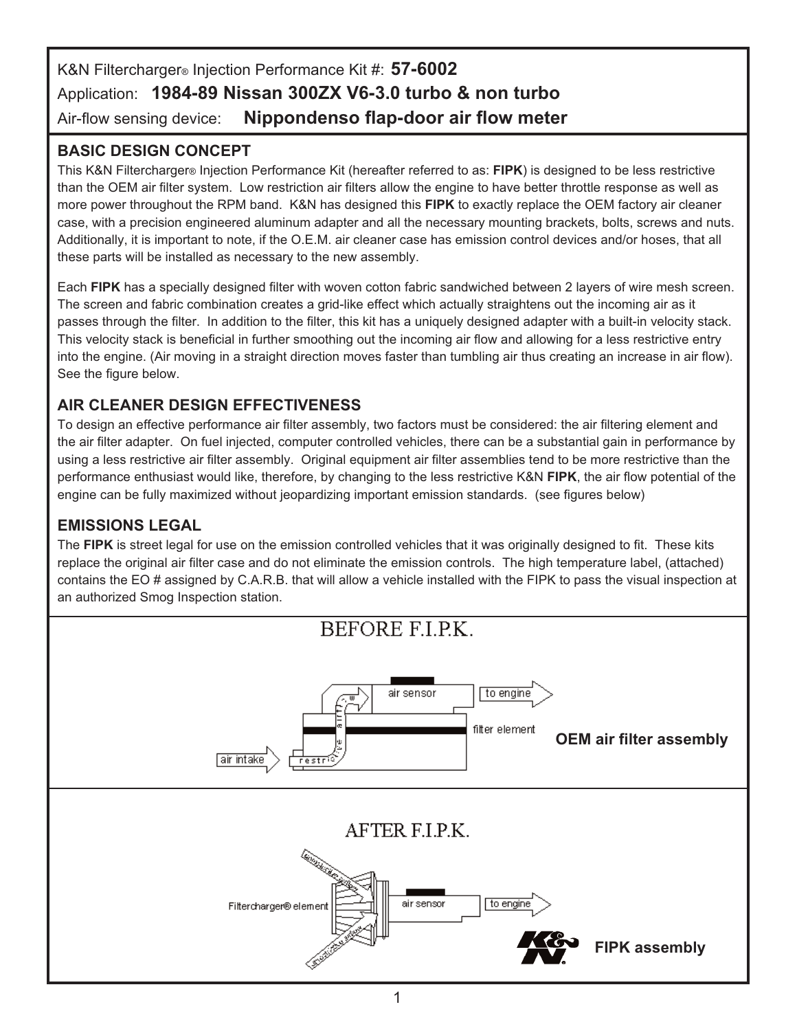K&N Filtercharger® Injection Performance Kit #: **57-6002**

Application: **1984-89 Nissan 300ZX V6-3.0 turbo & non turbo**

Air-flow sensing device: **Nippondenso flap-door air flow meter**

## BASIC DESIGN CONCEPT

This K&N Filtercharger® Injection Performance Kit (hereafter referred to as: **FIPK**) is designed to be less restrictive than the OEM air filter system. Low restriction air filters allow the engine to have better throttle response as well as more power throughout the RPM band. K&N has designed this **FIPK** to exactly replace the OEM factory air cleaner case, with a precision engineered aluminum adapter and all the necessary mounting brackets, bolts, screws and nuts. Additionally, it is important to note, if the O.E.M. air cleaner case has emission control devices and/or hoses, that all these parts will be installed as necessary to the new assembly.

Each **FIPK** has a specially designed filter with woven cotton fabric sandwiched between 2 layers of wire mesh screen. The screen and fabric combination creates a grid-like effect which actually straightens out the incoming air as it passes through the filter. In addition to the filter, this kit has a uniquely designed adapter with a built-in velocity stack. This velocity stack is beneficial in further smoothing out the incoming air flow and allowing for a less restrictive entry into the engine. (Air moving in a straight direction moves faster than tumbling air thus creating an increase in air flow). See the figure below.

## AIR CLEANER DESIGN EFFECTIVENESS

To design an effective performance air filter assembly, two factors must be considered: the air filtering element and the air filter adapter. On fuel injected, computer controlled vehicles, there can be a substantial gain in performance by using a less restrictive air filter assembly. Original equipment air filter assemblies tend to be more restrictive than the performance enthusiast would like, therefore, by changing to the less restrictive K&N **FIPK**, the air flow potential of the engine can be fully maximized without jeopardizing important emission standards. (see figures below)

## EMISSIONS LEGAL

The **FIPK** is street legal for use on the emission controlled vehicles that it was originally designed to fit. These kits replace the original air filter case and do not eliminate the emission controls. The high temperature label, (attached) contains the EO # assigned by C.A.R.B. that will allow a vehicle installed with the FIPK to pass the visual inspection at an authorized Smog Inspection station.

BEFORE F.I.P.K.

air sensor — to engine — filter element — air intake — restrictive airflow

**OEM air filter assembly**

AFTER F.I.P.K.

Filtercharger® element — smooth flow airflow — air sensor — to engine

**FIPK assembly**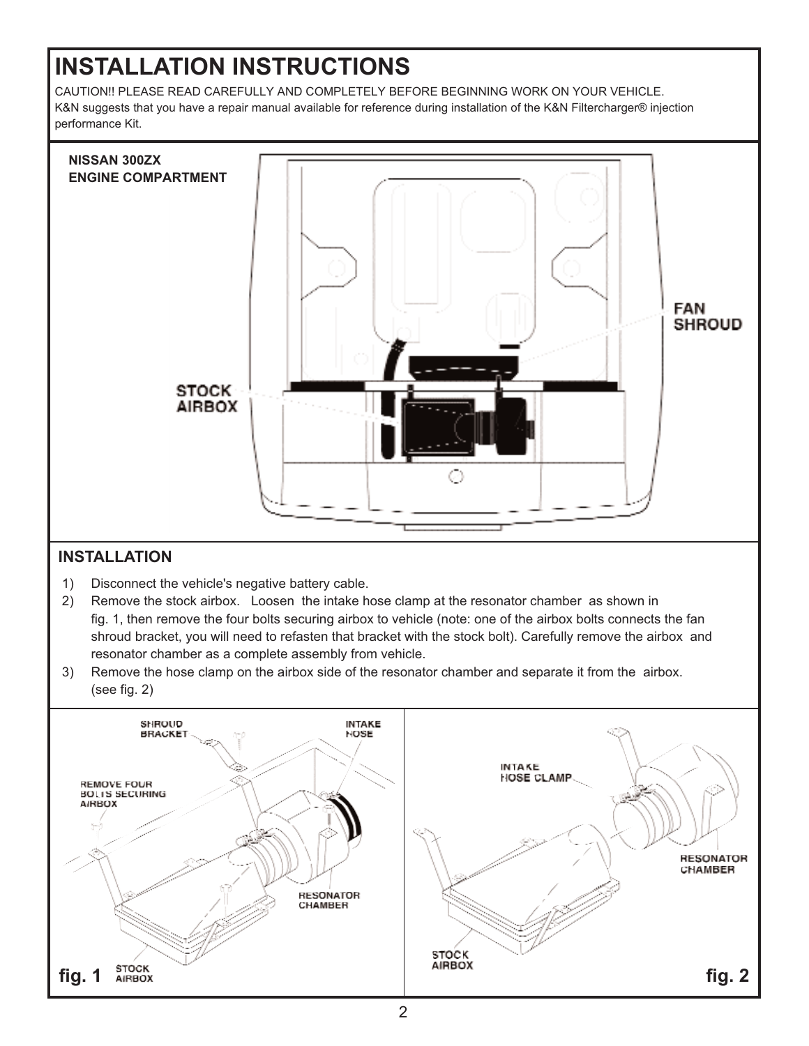# INSTALLATION INSTRUCTIONS

CAUTION!! PLEASE READ CAREFULLY AND COMPLETELY BEFORE BEGINNING WORK ON YOUR VEHICLE.
K&N suggests that you have a repair manual available for reference during installation of the K&N Filtercharger® injection performance Kit.

**NISSAN 300ZX**
**ENGINE COMPARTMENT**

## INSTALLATION

1) Disconnect the vehicle's negative battery cable.
2) Remove the stock airbox. Loosen the intake hose clamp at the resonator chamber as shown in fig. 1, then remove the four bolts securing airbox to vehicle (note: one of the airbox bolts connects the fan shroud bracket, you will need to refasten that bracket with the stock bolt). Carefully remove the airbox and resonator chamber as a complete assembly from vehicle.
3) Remove the hose clamp on the airbox side of the resonator chamber and separate it from the airbox. (see fig. 2)

**fig. 1**

**fig. 2**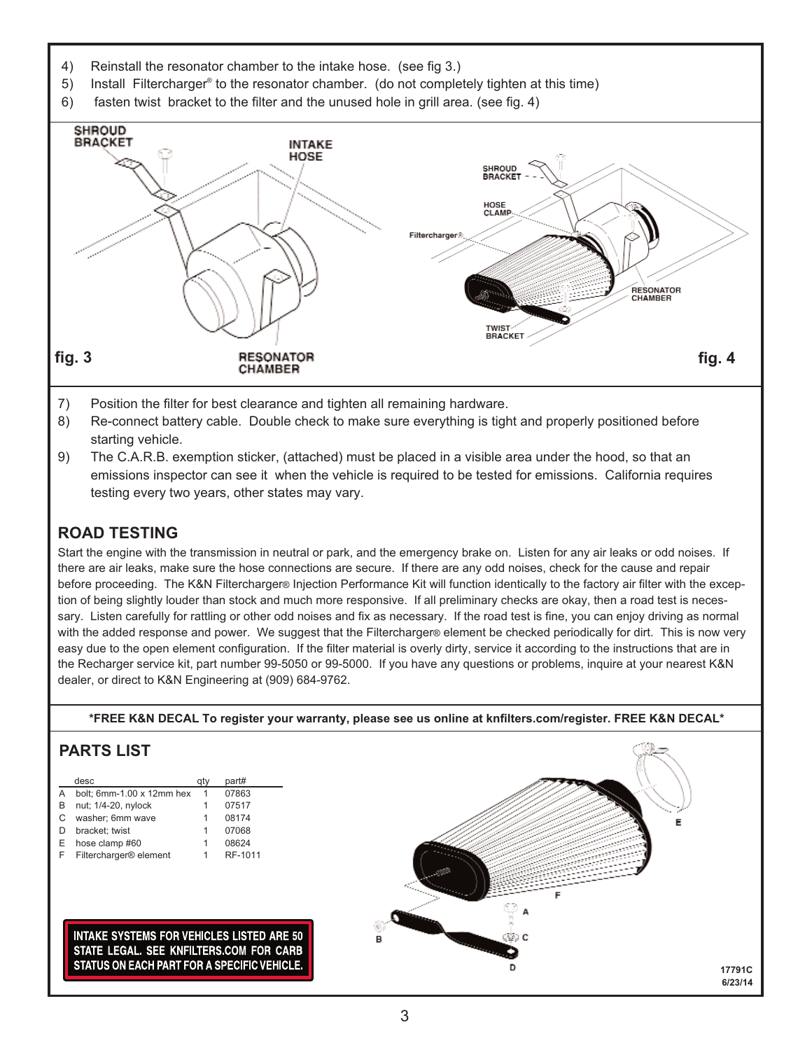4) Reinstall the resonator chamber to the intake hose. (see fig 3.)
5) Install Filtercharger® to the resonator chamber. (do not completely tighten at this time)
6) fasten twist bracket to the filter and the unused hole in grill area. (see fig. 4)

SHROUD BRACKET

INTAKE HOSE

RESONATOR CHAMBER

fig. 3

SHROUD BRACKET

HOSE CLAMP

Filtercharger®

RESONATOR CHAMBER

TWIST BRACKET

fig. 4

7) Position the filter for best clearance and tighten all remaining hardware.
8) Re-connect battery cable. Double check to make sure everything is tight and properly positioned before starting vehicle.
9) The C.A.R.B. exemption sticker, (attached) must be placed in a visible area under the hood, so that an emissions inspector can see it when the vehicle is required to be tested for emissions. California requires testing every two years, other states may vary.

## ROAD TESTING

Start the engine with the transmission in neutral or park, and the emergency brake on. Listen for any air leaks or odd noises. If there are air leaks, make sure the hose connections are secure. If there are any odd noises, check for the cause and repair before proceeding. The K&N Filtercharger® Injection Performance Kit will function identically to the factory air filter with the exception of being slightly louder than stock and much more responsive. If all preliminary checks are okay, then a road test is necessary. Listen carefully for rattling or other odd noises and fix as necessary. If the road test is fine, you can enjoy driving as normal with the added response and power. We suggest that the Filtercharger® element be checked periodically for dirt. This is now very easy due to the open element configuration. If the filter material is overly dirty, service it according to the instructions that are in the Recharger service kit, part number 99-5050 or 99-5000. If you have any questions or problems, inquire at your nearest K&N dealer, or direct to K&N Engineering at (909) 684-9762.

**\*FREE K&N DECAL To register your warranty, please see us online at knfilters.com/register. FREE K&N DECAL\***

## PARTS LIST

| | desc | qty | part# |
|---|---|---|---|
| A | bolt; 6mm-1.00 x 12mm hex | 1 | 07863 |
| B | nut; 1/4-20, nylock | 1 | 07517 |
| C | washer; 6mm wave | 1 | 08174 |
| D | bracket; twist | 1 | 07068 |
| E | hose clamp #60 | 1 | 08624 |
| F | Filtercharger® element | 1 | RF-1011 |

**INTAKE SYSTEMS FOR VEHICLES LISTED ARE 50 STATE LEGAL. SEE KNFILTERS.COM FOR CARB STATUS ON EACH PART FOR A SPECIFIC VEHICLE.**

E

F

A

B

C

D

17791C
6/23/14